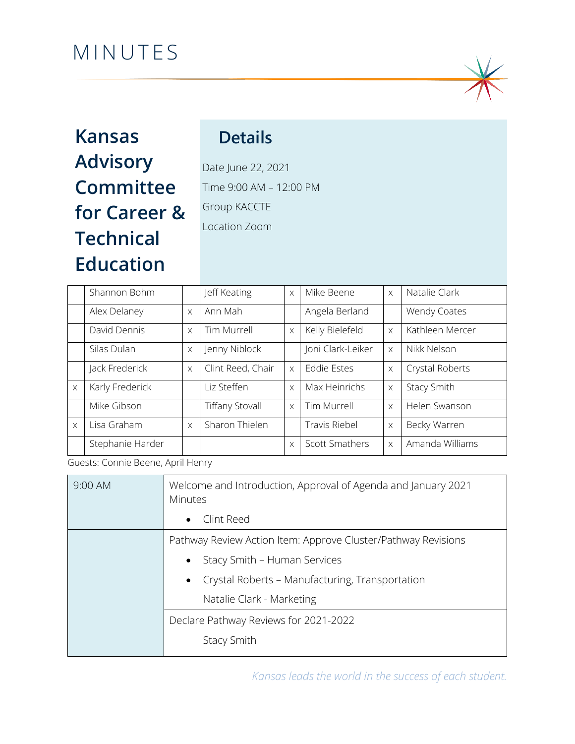# MINUTES

## Kansas Advisory Committee for Career & Technical Education

### Details

Date June 22, 2021

Time 9:00 AM – 12:00 PM

Group KACCTE

Location Zoom

| | | | | | | | |
|---|---|---|---|---|---|---|---|
| | Shannon Bohm | | Jeff Keating | x | Mike Beene | x | Natalie Clark |
| | Alex Delaney | x | Ann Mah | | Angela Berland | | Wendy Coates |
| | David Dennis | x | Tim Murrell | x | Kelly Bielefeld | x | Kathleen Mercer |
| | Silas Dulan | x | Jenny Niblock | | Joni Clark-Leiker | x | Nikk Nelson |
| | Jack Frederick | x | Clint Reed, Chair | x | Eddie Estes | x | Crystal Roberts |
| x | Karly Frederick | | Liz Steffen | x | Max Heinrichs | x | Stacy Smith |
| | Mike Gibson | | Tiffany Stovall | x | Tim Murrell | x | Helen Swanson |
| x | Lisa Graham | x | Sharon Thielen | | Travis Riebel | x | Becky Warren |
| | Stephanie Harder | | | x | Scott Smathers | x | Amanda Williams |

Guests: Connie Beene, April Henry

| | |
|---|---|
| 9:00 AM | Welcome and Introduction, Approval of Agenda and January 2021 Minutes<br>• Clint Reed |
| | Pathway Review Action Item: Approve Cluster/Pathway Revisions<br>• Stacy Smith – Human Services<br>• Crystal Roberts – Manufacturing, Transportation<br>Natalie Clark - Marketing |
| | Declare Pathway Reviews for 2021-2022<br>Stacy Smith |

*Kansas leads the world in the success of each student.*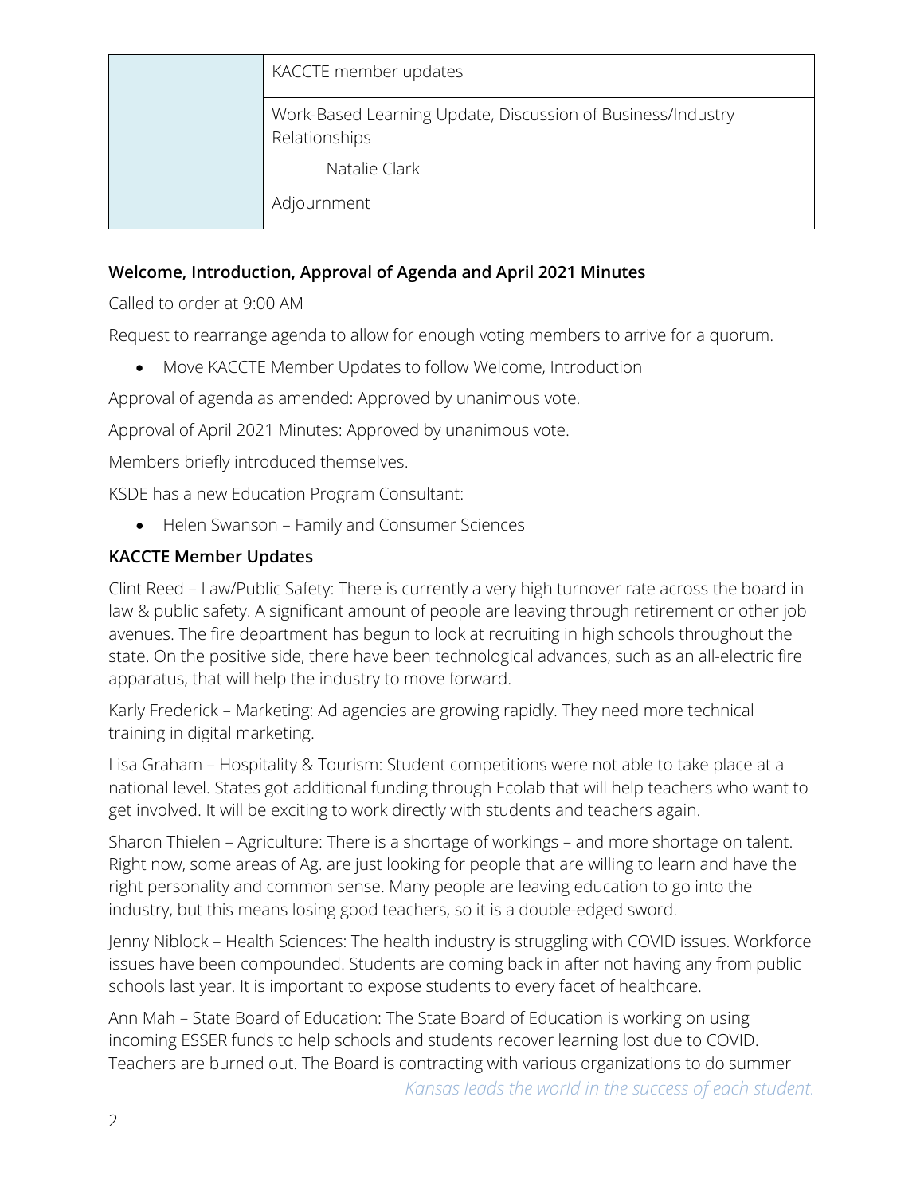| | |
|---|---|
| | KACCTE member updates |
| | Work-Based Learning Update, Discussion of Business/Industry Relationships<br>Natalie Clark |
| | Adjournment |

**Welcome, Introduction, Approval of Agenda and April 2021 Minutes**

Called to order at 9:00 AM

Request to rearrange agenda to allow for enough voting members to arrive for a quorum.

- Move KACCTE Member Updates to follow Welcome, Introduction

Approval of agenda as amended: Approved by unanimous vote.

Approval of April 2021 Minutes: Approved by unanimous vote.

Members briefly introduced themselves.

KSDE has a new Education Program Consultant:

- Helen Swanson – Family and Consumer Sciences

**KACCTE Member Updates**

Clint Reed – Law/Public Safety: There is currently a very high turnover rate across the board in law & public safety. A significant amount of people are leaving through retirement or other job avenues. The fire department has begun to look at recruiting in high schools throughout the state. On the positive side, there have been technological advances, such as an all-electric fire apparatus, that will help the industry to move forward.

Karly Frederick – Marketing: Ad agencies are growing rapidly. They need more technical training in digital marketing.

Lisa Graham – Hospitality & Tourism: Student competitions were not able to take place at a national level. States got additional funding through Ecolab that will help teachers who want to get involved. It will be exciting to work directly with students and teachers again.

Sharon Thielen – Agriculture: There is a shortage of workings – and more shortage on talent. Right now, some areas of Ag. are just looking for people that are willing to learn and have the right personality and common sense. Many people are leaving education to go into the industry, but this means losing good teachers, so it is a double-edged sword.

Jenny Niblock – Health Sciences: The health industry is struggling with COVID issues. Workforce issues have been compounded. Students are coming back in after not having any from public schools last year. It is important to expose students to every facet of healthcare.

Ann Mah – State Board of Education: The State Board of Education is working on using incoming ESSER funds to help schools and students recover learning lost due to COVID. Teachers are burned out. The Board is contracting with various organizations to do summer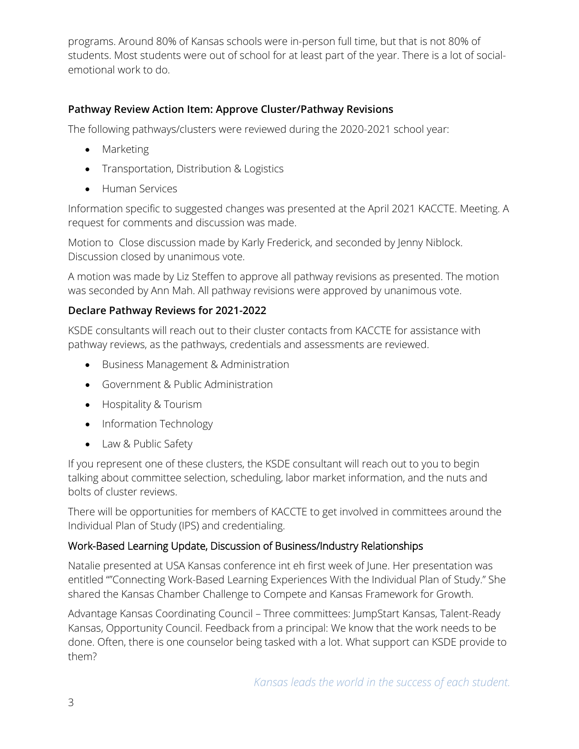programs. Around 80% of Kansas schools were in-person full time, but that is not 80% of students. Most students were out of school for at least part of the year. There is a lot of social-emotional work to do.

### Pathway Review Action Item: Approve Cluster/Pathway Revisions

The following pathways/clusters were reviewed during the 2020-2021 school year:

- Marketing
- Transportation, Distribution & Logistics
- Human Services

Information specific to suggested changes was presented at the April 2021 KACCTE. Meeting. A request for comments and discussion was made.

Motion to Close discussion made by Karly Frederick, and seconded by Jenny Niblock. Discussion closed by unanimous vote.

A motion was made by Liz Steffen to approve all pathway revisions as presented. The motion was seconded by Ann Mah. All pathway revisions were approved by unanimous vote.

### Declare Pathway Reviews for 2021-2022

KSDE consultants will reach out to their cluster contacts from KACCTE for assistance with pathway reviews, as the pathways, credentials and assessments are reviewed.

- Business Management & Administration
- Government & Public Administration
- Hospitality & Tourism
- Information Technology
- Law & Public Safety

If you represent one of these clusters, the KSDE consultant will reach out to you to begin talking about committee selection, scheduling, labor market information, and the nuts and bolts of cluster reviews.

There will be opportunities for members of KACCTE to get involved in committees around the Individual Plan of Study (IPS) and credentialing.

### Work-Based Learning Update, Discussion of Business/Industry Relationships

Natalie presented at USA Kansas conference int eh first week of June. Her presentation was entitled ""Connecting Work-Based Learning Experiences With the Individual Plan of Study." She shared the Kansas Chamber Challenge to Compete and Kansas Framework for Growth.

Advantage Kansas Coordinating Council – Three committees: JumpStart Kansas, Talent-Ready Kansas, Opportunity Council. Feedback from a principal: We know that the work needs to be done. Often, there is one counselor being tasked with a lot. What support can KSDE provide to them?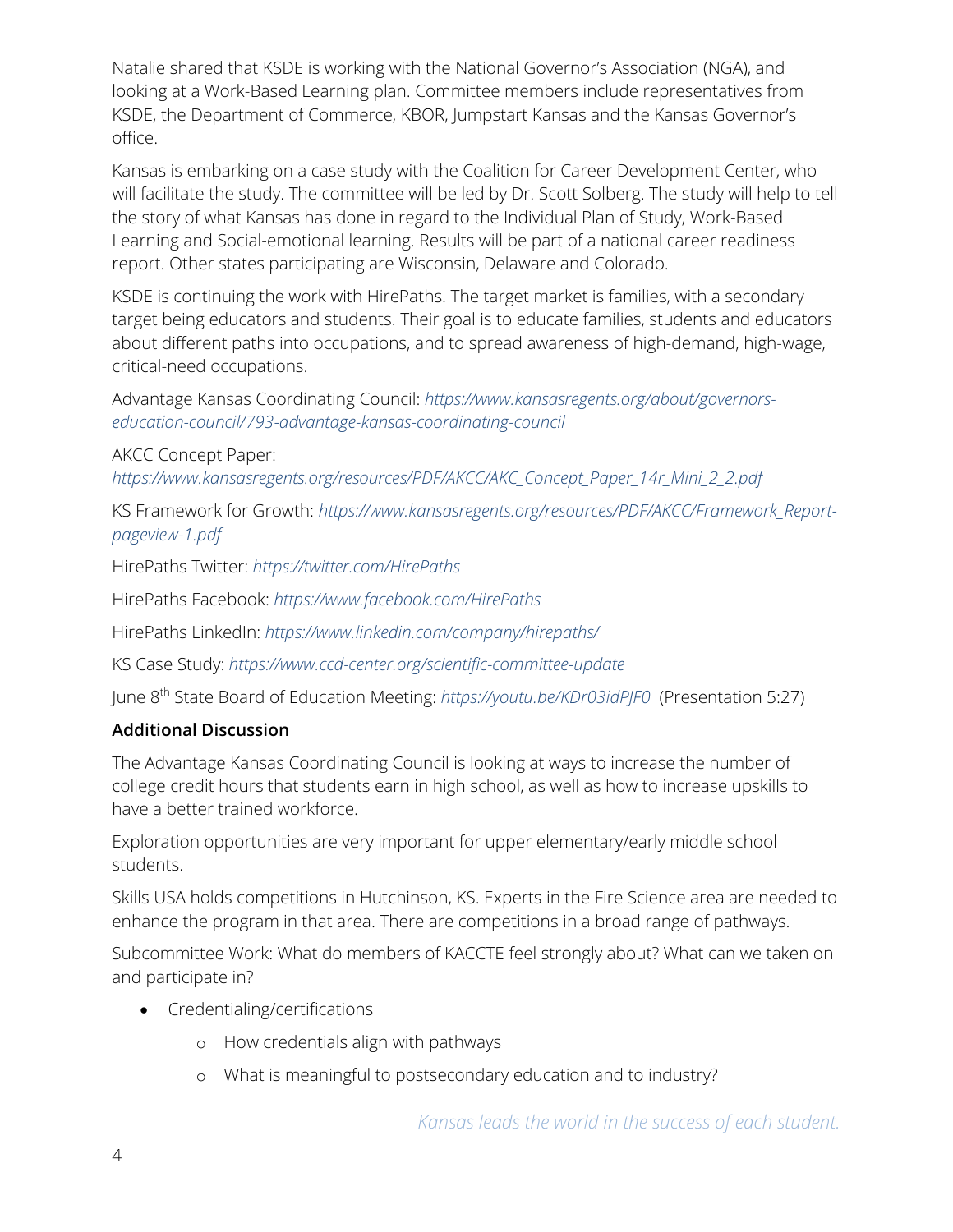Natalie shared that KSDE is working with the National Governor's Association (NGA), and looking at a Work-Based Learning plan. Committee members include representatives from KSDE, the Department of Commerce, KBOR, Jumpstart Kansas and the Kansas Governor's office.

Kansas is embarking on a case study with the Coalition for Career Development Center, who will facilitate the study. The committee will be led by Dr. Scott Solberg. The study will help to tell the story of what Kansas has done in regard to the Individual Plan of Study, Work-Based Learning and Social-emotional learning. Results will be part of a national career readiness report. Other states participating are Wisconsin, Delaware and Colorado.

KSDE is continuing the work with HirePaths. The target market is families, with a secondary target being educators and students. Their goal is to educate families, students and educators about different paths into occupations, and to spread awareness of high-demand, high-wage, critical-need occupations.

Advantage Kansas Coordinating Council: *https://www.kansasregents.org/about/governors-education-council/793-advantage-kansas-coordinating-council*

AKCC Concept Paper: *https://www.kansasregents.org/resources/PDF/AKCC/AKC_Concept_Paper_14r_Mini_2_2.pdf*

KS Framework for Growth: *https://www.kansasregents.org/resources/PDF/AKCC/Framework_Report-pageview-1.pdf*

HirePaths Twitter: *https://twitter.com/HirePaths*

HirePaths Facebook: *https://www.facebook.com/HirePaths*

HirePaths LinkedIn: *https://www.linkedin.com/company/hirepaths/*

KS Case Study: *https://www.ccd-center.org/scientific-committee-update*

June 8th State Board of Education Meeting: *https://youtu.be/KDr03idPJF0* (Presentation 5:27)

**Additional Discussion**

The Advantage Kansas Coordinating Council is looking at ways to increase the number of college credit hours that students earn in high school, as well as how to increase upskills to have a better trained workforce.

Exploration opportunities are very important for upper elementary/early middle school students.

Skills USA holds competitions in Hutchinson, KS. Experts in the Fire Science area are needed to enhance the program in that area. There are competitions in a broad range of pathways.

Subcommittee Work: What do members of KACCTE feel strongly about? What can we taken on and participate in?

- Credentialing/certifications
    - How credentials align with pathways
    - What is meaningful to postsecondary education and to industry?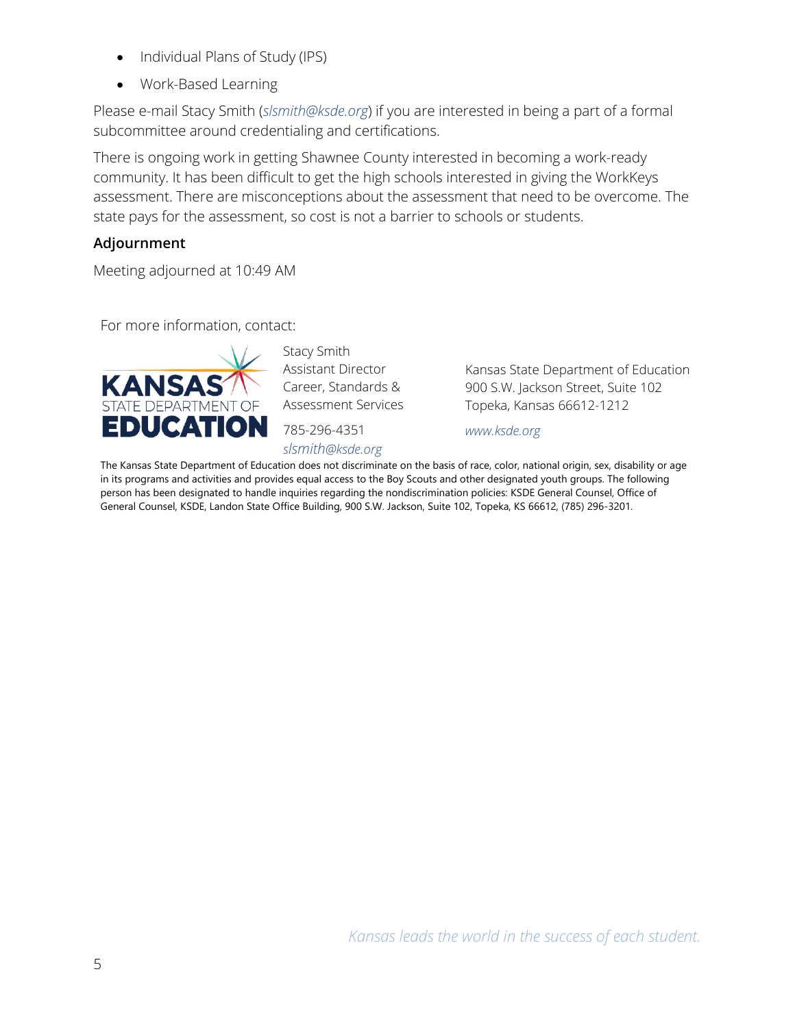- Individual Plans of Study (IPS)
- Work-Based Learning

Please e-mail Stacy Smith (*slsmith@ksde.org*) if you are interested in being a part of a formal subcommittee around credentialing and certifications.

There is ongoing work in getting Shawnee County interested in becoming a work-ready community. It has been difficult to get the high schools interested in giving the WorkKeys assessment. There are misconceptions about the assessment that need to be overcome. The state pays for the assessment, so cost is not a barrier to schools or students.

**Adjournment**

Meeting adjourned at 10:49 AM

For more information, contact:

Stacy Smith
Assistant Director
Career, Standards & Assessment Services

785-296-4351
*slsmith@ksde.org*

Kansas State Department of Education
900 S.W. Jackson Street, Suite 102
Topeka, Kansas 66612-1212

*www.ksde.org*

The Kansas State Department of Education does not discriminate on the basis of race, color, national origin, sex, disability or age in its programs and activities and provides equal access to the Boy Scouts and other designated youth groups. The following person has been designated to handle inquiries regarding the nondiscrimination policies: KSDE General Counsel, Office of General Counsel, KSDE, Landon State Office Building, 900 S.W. Jackson, Suite 102, Topeka, KS 66612, (785) 296-3201.

*Kansas leads the world in the success of each student.*